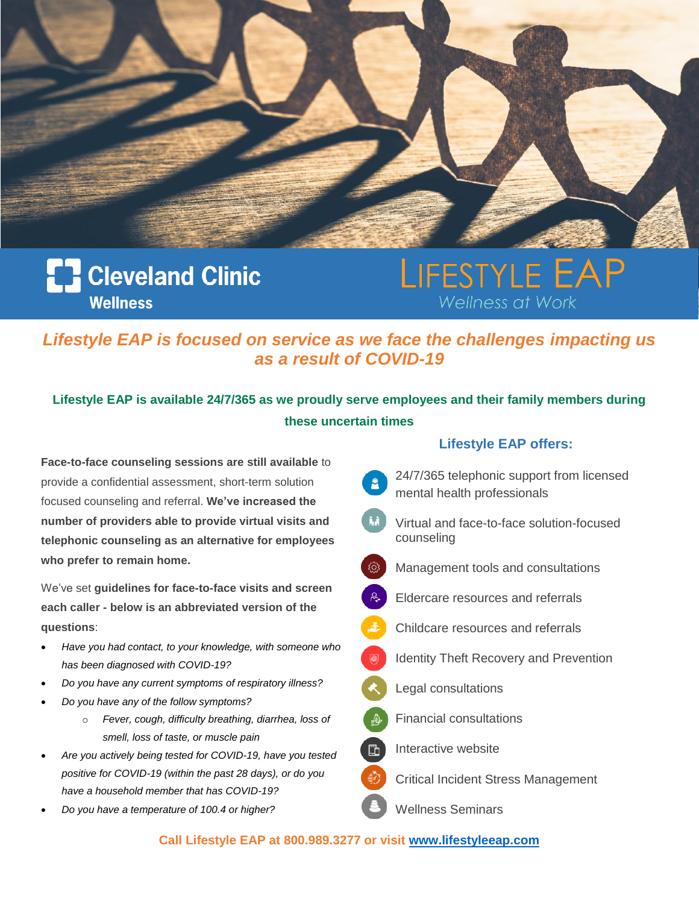Cleveland Clinic
Wellness

LIFESTYLE EAP
Wellness at Work

## *Lifestyle EAP is focused on service as we face the challenges impacting us as a result of COVID-19*

### Lifestyle EAP is available 24/7/365 as we proudly serve employees and their family members during these uncertain times

**Face-to-face counseling sessions are still available** to provide a confidential assessment, short-term solution focused counseling and referral. **We've increased the number of providers able to provide virtual visits and telephonic counseling as an alternative for employees who prefer to remain home.**

We've set **guidelines for face-to-face visits and screen each caller - below is an abbreviated version of the questions**:

- *Have you had contact, to your knowledge, with someone who has been diagnosed with COVID-19?*
- *Do you have any current symptoms of respiratory illness?*
- *Do you have any of the follow symptoms?*
  - *Fever, cough, difficulty breathing, diarrhea, loss of smell, loss of taste, or muscle pain*
- *Are you actively being tested for COVID-19, have you tested positive for COVID-19 (within the past 28 days), or do you have a household member that has COVID-19?*
- *Do you have a temperature of 100.4 or higher?*

### Lifestyle EAP offers:

- 24/7/365 telephonic support from licensed mental health professionals
- Virtual and face-to-face solution-focused counseling
- Management tools and consultations
- Eldercare resources and referrals
- Childcare resources and referrals
- Identity Theft Recovery and Prevention
- Legal consultations
- Financial consultations
- Interactive website
- Critical Incident Stress Management
- Wellness Seminars

**Call Lifestyle EAP at 800.989.3277 or visit www.lifestyleeap.com**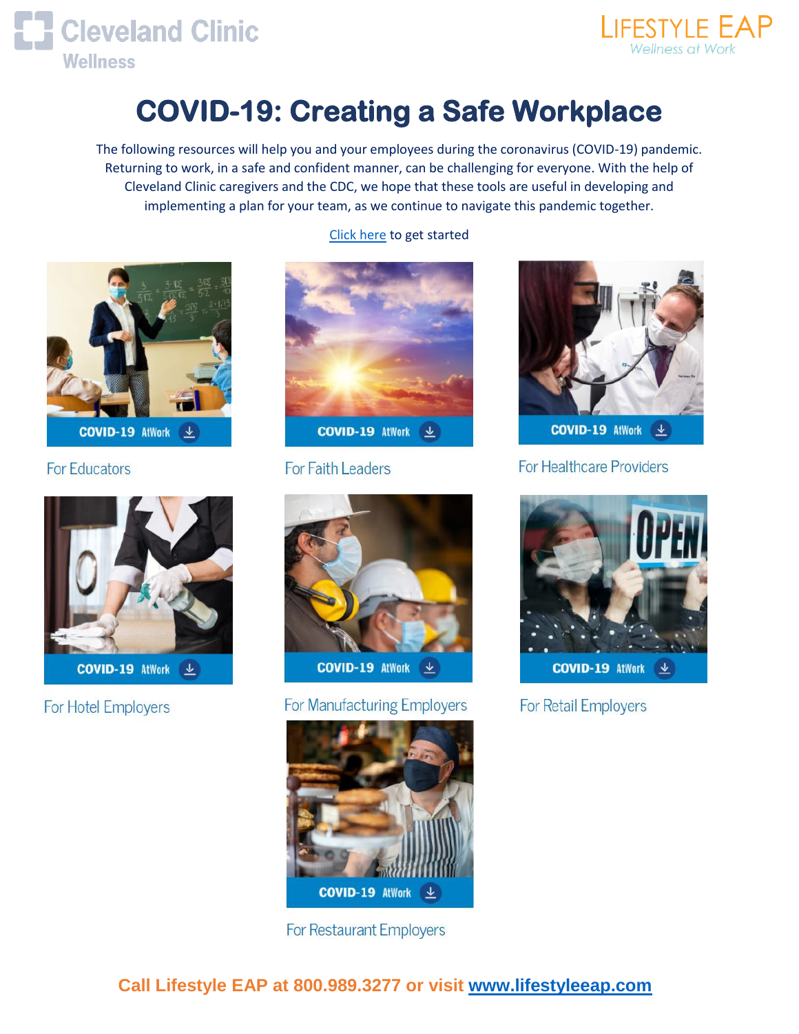Cleveland Clinic Wellness

LIFESTYLE EAP
Wellness at Work

# COVID-19: Creating a Safe Workplace

The following resources will help you and your employees during the coronavirus (COVID-19) pandemic. Returning to work, in a safe and confident manner, can be challenging for everyone. With the help of Cleveland Clinic caregivers and the CDC, we hope that these tools are useful in developing and implementing a plan for your team, as we continue to navigate this pandemic together.

Click here to get started

COVID-19 AtWork

For Educators

COVID-19 AtWork

For Faith Leaders

COVID-19 AtWork

For Healthcare Providers

COVID-19 AtWork

For Hotel Employers

COVID-19 AtWork

For Manufacturing Employers

COVID-19 AtWork

For Retail Employers

COVID-19 AtWork

For Restaurant Employers

**Call Lifestyle EAP at 800.989.3277 or visit www.lifestyleeap.com**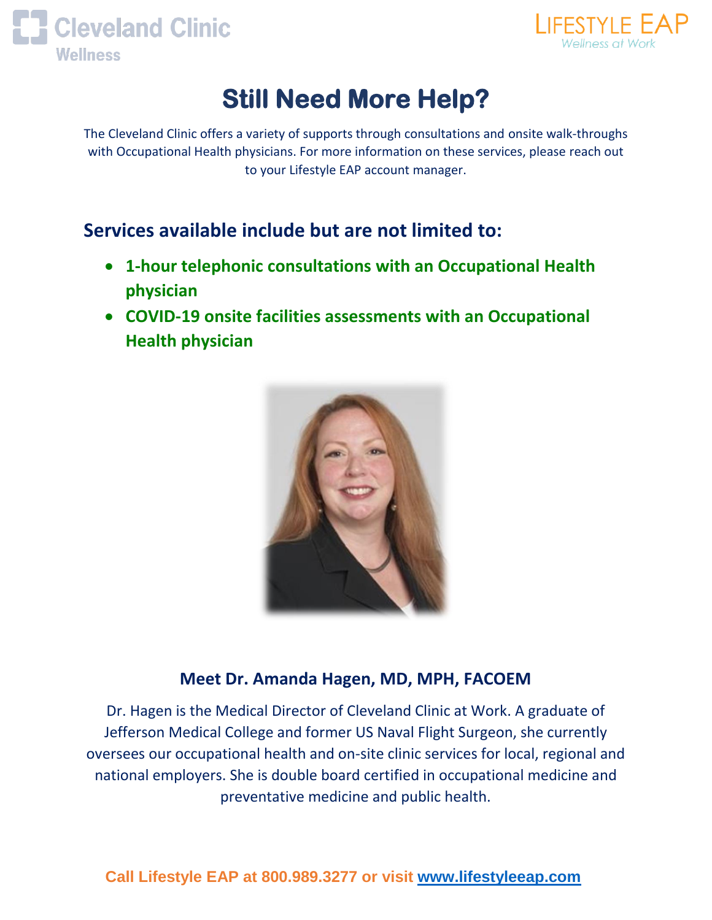Cleveland Clinic Wellness

LIFESTYLE EAP
*Wellness at Work*

# Still Need More Help?

The Cleveland Clinic offers a variety of supports through consultations and onsite walk-throughs with Occupational Health physicians. For more information on these services, please reach out to your Lifestyle EAP account manager.

## Services available include but are not limited to:

- **1-hour telephonic consultations with an Occupational Health physician**
- **COVID-19 onsite facilities assessments with an Occupational Health physician**

### Meet Dr. Amanda Hagen, MD, MPH, FACOEM

Dr. Hagen is the Medical Director of Cleveland Clinic at Work. A graduate of Jefferson Medical College and former US Naval Flight Surgeon, she currently oversees our occupational health and on-site clinic services for local, regional and national employers. She is double board certified in occupational medicine and preventative medicine and public health.

**Call Lifestyle EAP at 800.989.3277 or visit [www.lifestyleeap.com](http://www.lifestyleeap.com)**